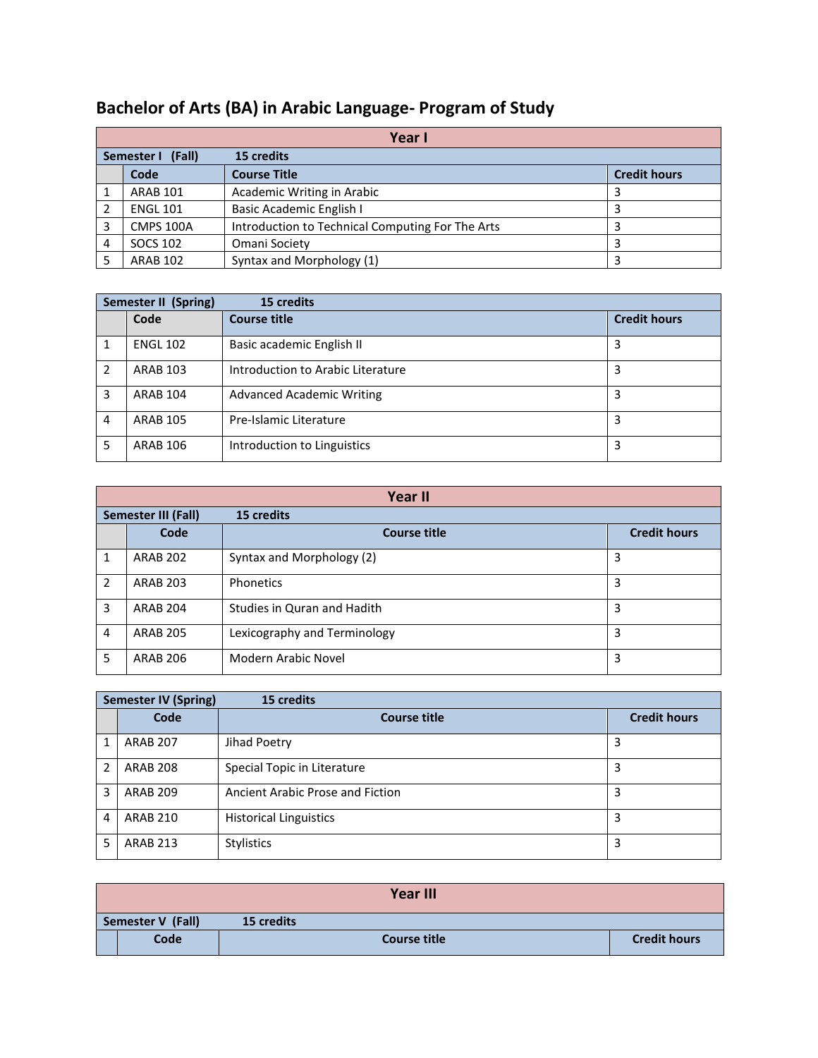# Bachelor of Arts (BA) in Arabic Language- Program of Study

## Year I

**Semester I (Fall) 15 credits**

| | Code | Course Title | Credit hours |
|---|---|---|---|
| 1 | ARAB 101 | Academic Writing in Arabic | 3 |
| 2 | ENGL 101 | Basic Academic English I | 3 |
| 3 | CMPS 100A | Introduction to Technical Computing For The Arts | 3 |
| 4 | SOCS 102 | Omani Society | 3 |
| 5 | ARAB 102 | Syntax and Morphology (1) | 3 |

**Semester II (Spring) 15 credits**

| | Code | Course title | Credit hours |
|---|---|---|---|
| 1 | ENGL 102 | Basic academic English II | 3 |
| 2 | ARAB 103 | Introduction to Arabic Literature | 3 |
| 3 | ARAB 104 | Advanced Academic Writing | 3 |
| 4 | ARAB 105 | Pre-Islamic Literature | 3 |
| 5 | ARAB 106 | Introduction to Linguistics | 3 |

## Year II

**Semester III (Fall) 15 credits**

| | Code | Course title | Credit hours |
|---|---|---|---|
| 1 | ARAB 202 | Syntax and Morphology (2) | 3 |
| 2 | ARAB 203 | Phonetics | 3 |
| 3 | ARAB 204 | Studies in Quran and Hadith | 3 |
| 4 | ARAB 205 | Lexicography and Terminology | 3 |
| 5 | ARAB 206 | Modern Arabic Novel | 3 |

**Semester IV (Spring) 15 credits**

| | Code | Course title | Credit hours |
|---|---|---|---|
| 1 | ARAB 207 | Jihad Poetry | 3 |
| 2 | ARAB 208 | Special Topic in Literature | 3 |
| 3 | ARAB 209 | Ancient Arabic Prose and Fiction | 3 |
| 4 | ARAB 210 | Historical Linguistics | 3 |
| 5 | ARAB 213 | Stylistics | 3 |

## Year III

**Semester V (Fall) 15 credits**

| | Code | Course title | Credit hours |
|---|---|---|---|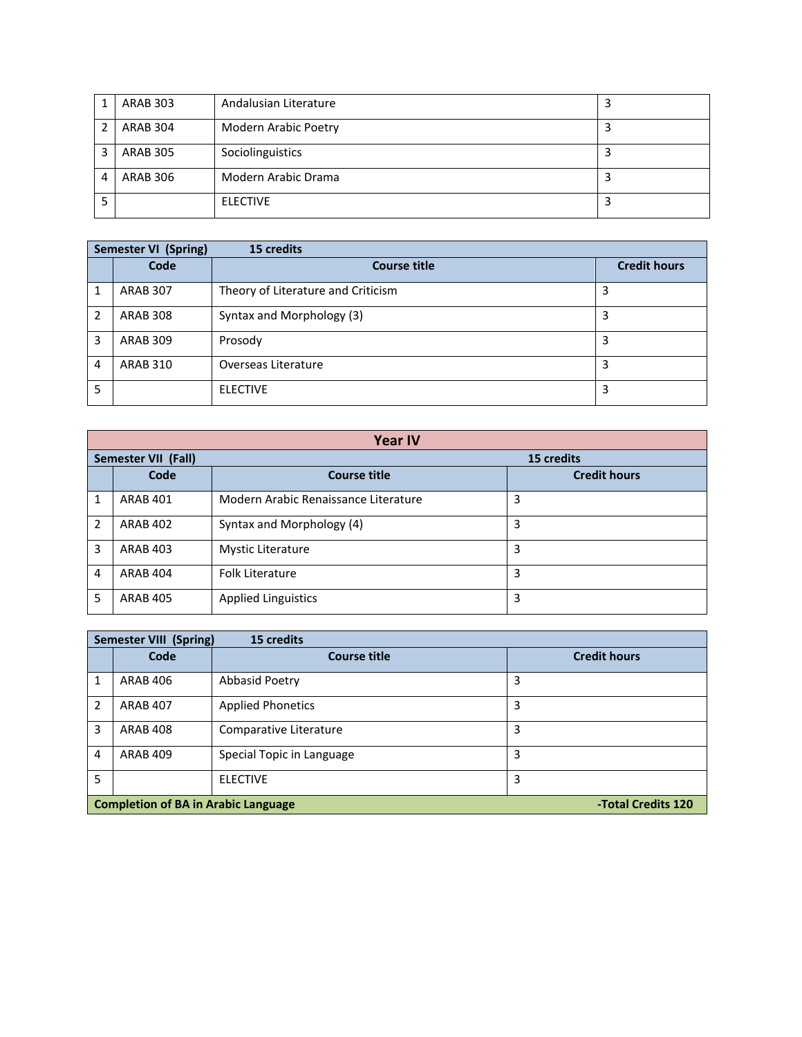| | | | |
|---|---|---|---|
| 1 | ARAB 303 | Andalusian Literature | 3 |
| 2 | ARAB 304 | Modern Arabic Poetry | 3 |
| 3 | ARAB 305 | Sociolinguistics | 3 |
| 4 | ARAB 306 | Modern Arabic Drama | 3 |
| 5 | | ELECTIVE | 3 |

| Semester VI (Spring) | 15 credits | | |
|---|---|---|---|
| | Code | Course title | Credit hours |
| 1 | ARAB 307 | Theory of Literature and Criticism | 3 |
| 2 | ARAB 308 | Syntax and Morphology (3) | 3 |
| 3 | ARAB 309 | Prosody | 3 |
| 4 | ARAB 310 | Overseas Literature | 3 |
| 5 | | ELECTIVE | 3 |

## Year IV

| Semester VII (Fall) | | | 15 credits |
|---|---|---|---|
| | Code | Course title | Credit hours |
| 1 | ARAB 401 | Modern Arabic Renaissance Literature | 3 |
| 2 | ARAB 402 | Syntax and Morphology (4) | 3 |
| 3 | ARAB 403 | Mystic Literature | 3 |
| 4 | ARAB 404 | Folk Literature | 3 |
| 5 | ARAB 405 | Applied Linguistics | 3 |

| Semester VIII (Spring) | 15 credits | | |
|---|---|---|---|
| | Code | Course title | Credit hours |
| 1 | ARAB 406 | Abbasid Poetry | 3 |
| 2 | ARAB 407 | Applied Phonetics | 3 |
| 3 | ARAB 408 | Comparative Literature | 3 |
| 4 | ARAB 409 | Special Topic in Language | 3 |
| 5 | | ELECTIVE | 3 |
| **Completion of BA in Arabic Language** | | | **-Total Credits 120** |